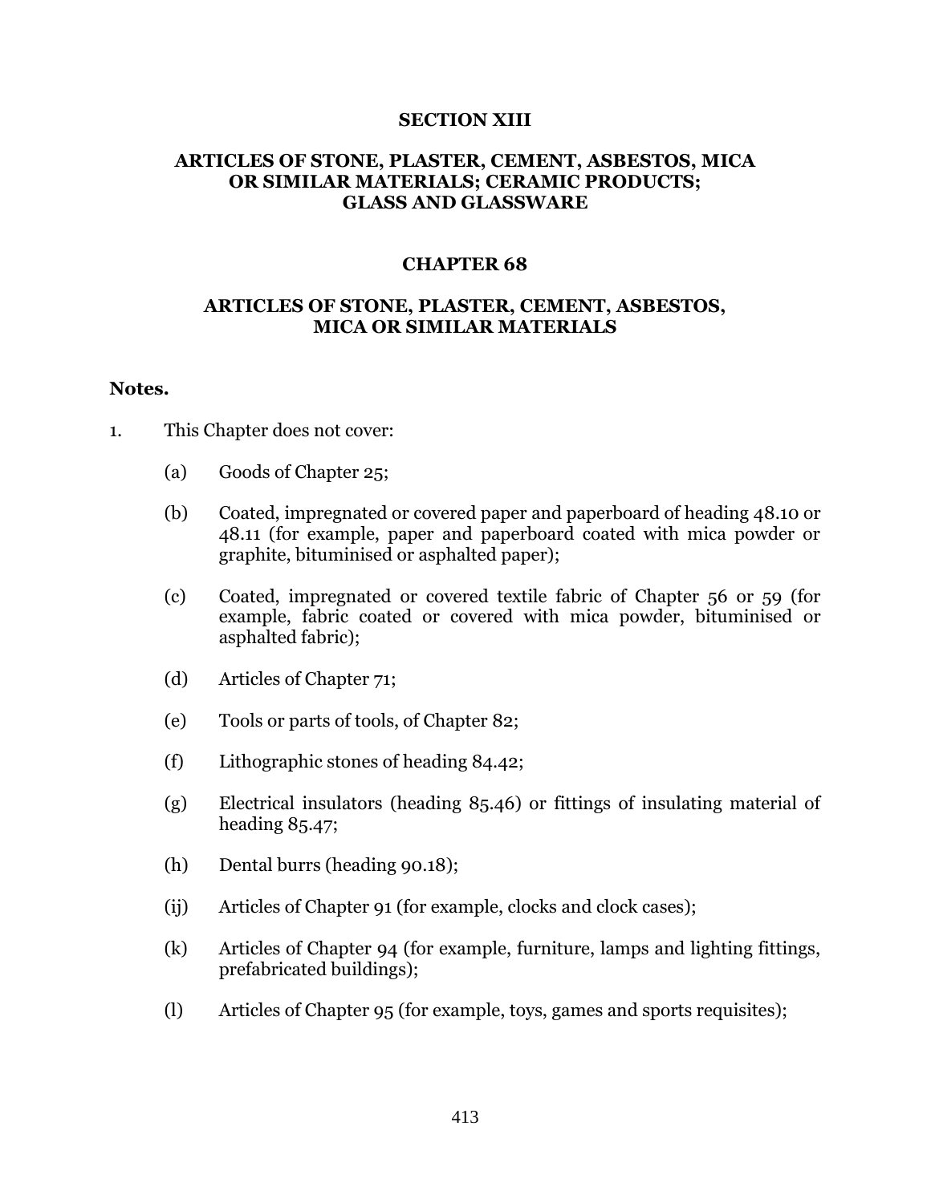# SECTION XIII

# ARTICLES OF STONE, PLASTER, CEMENT, ASBESTOS, MICA OR SIMILAR MATERIALS; CERAMIC PRODUCTS; GLASS AND GLASSWARE

## CHAPTER 68

## ARTICLES OF STONE, PLASTER, CEMENT, ASBESTOS, MICA OR SIMILAR MATERIALS

**Notes.**

1. This Chapter does not cover:

   (a) Goods of Chapter 25;

   (b) Coated, impregnated or covered paper and paperboard of heading 48.10 or 48.11 (for example, paper and paperboard coated with mica powder or graphite, bituminised or asphalted paper);

   (c) Coated, impregnated or covered textile fabric of Chapter 56 or 59 (for example, fabric coated or covered with mica powder, bituminised or asphalted fabric);

   (d) Articles of Chapter 71;

   (e) Tools or parts of tools, of Chapter 82;

   (f) Lithographic stones of heading 84.42;

   (g) Electrical insulators (heading 85.46) or fittings of insulating material of heading 85.47;

   (h) Dental burrs (heading 90.18);

   (ij) Articles of Chapter 91 (for example, clocks and clock cases);

   (k) Articles of Chapter 94 (for example, furniture, lamps and lighting fittings, prefabricated buildings);

   (l) Articles of Chapter 95 (for example, toys, games and sports requisites);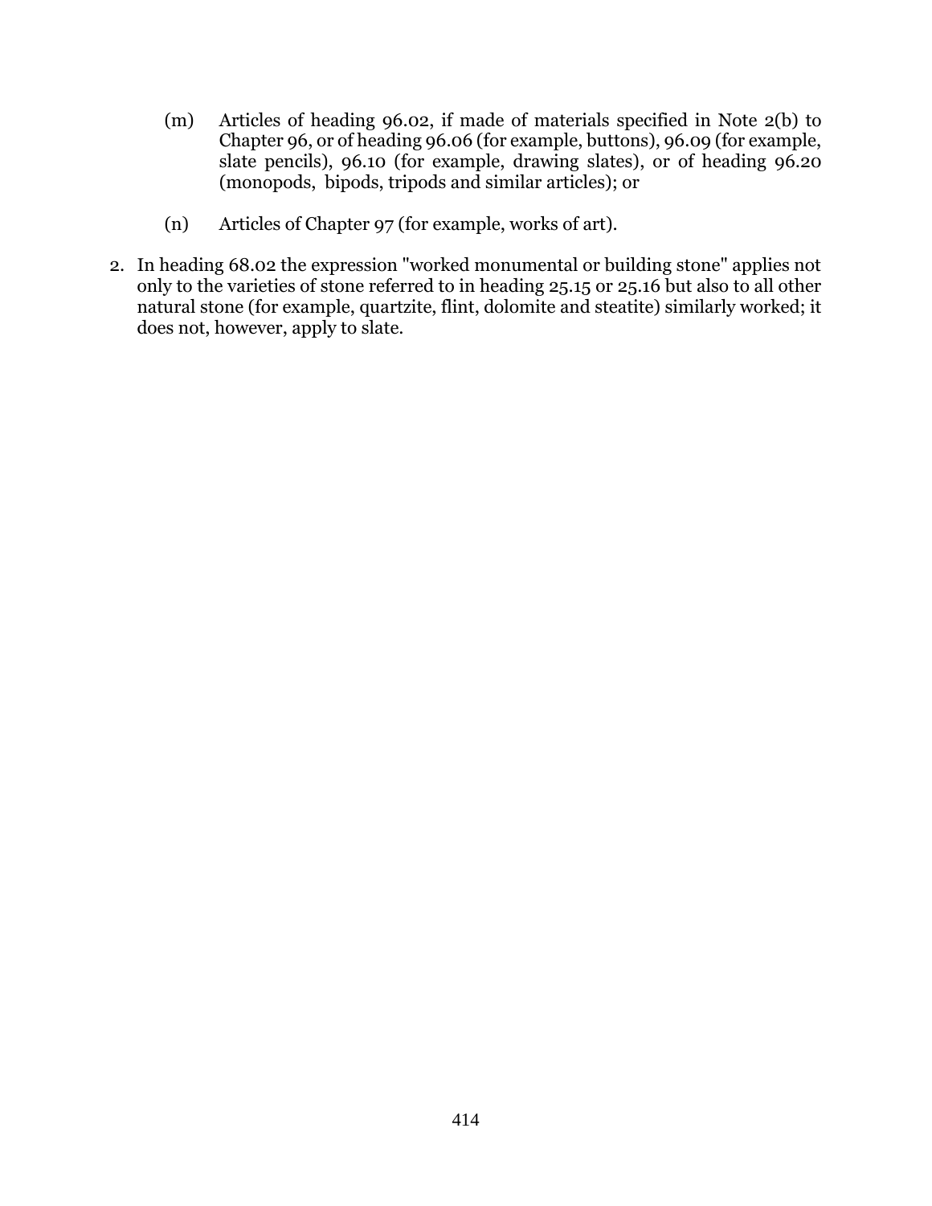(m) Articles of heading 96.02, if made of materials specified in Note 2(b) to Chapter 96, or of heading 96.06 (for example, buttons), 96.09 (for example, slate pencils), 96.10 (for example, drawing slates), or of heading 96.20 (monopods, bipods, tripods and similar articles); or

(n) Articles of Chapter 97 (for example, works of art).

2. In heading 68.02 the expression "worked monumental or building stone" applies not only to the varieties of stone referred to in heading 25.15 or 25.16 but also to all other natural stone (for example, quartzite, flint, dolomite and steatite) similarly worked; it does not, however, apply to slate.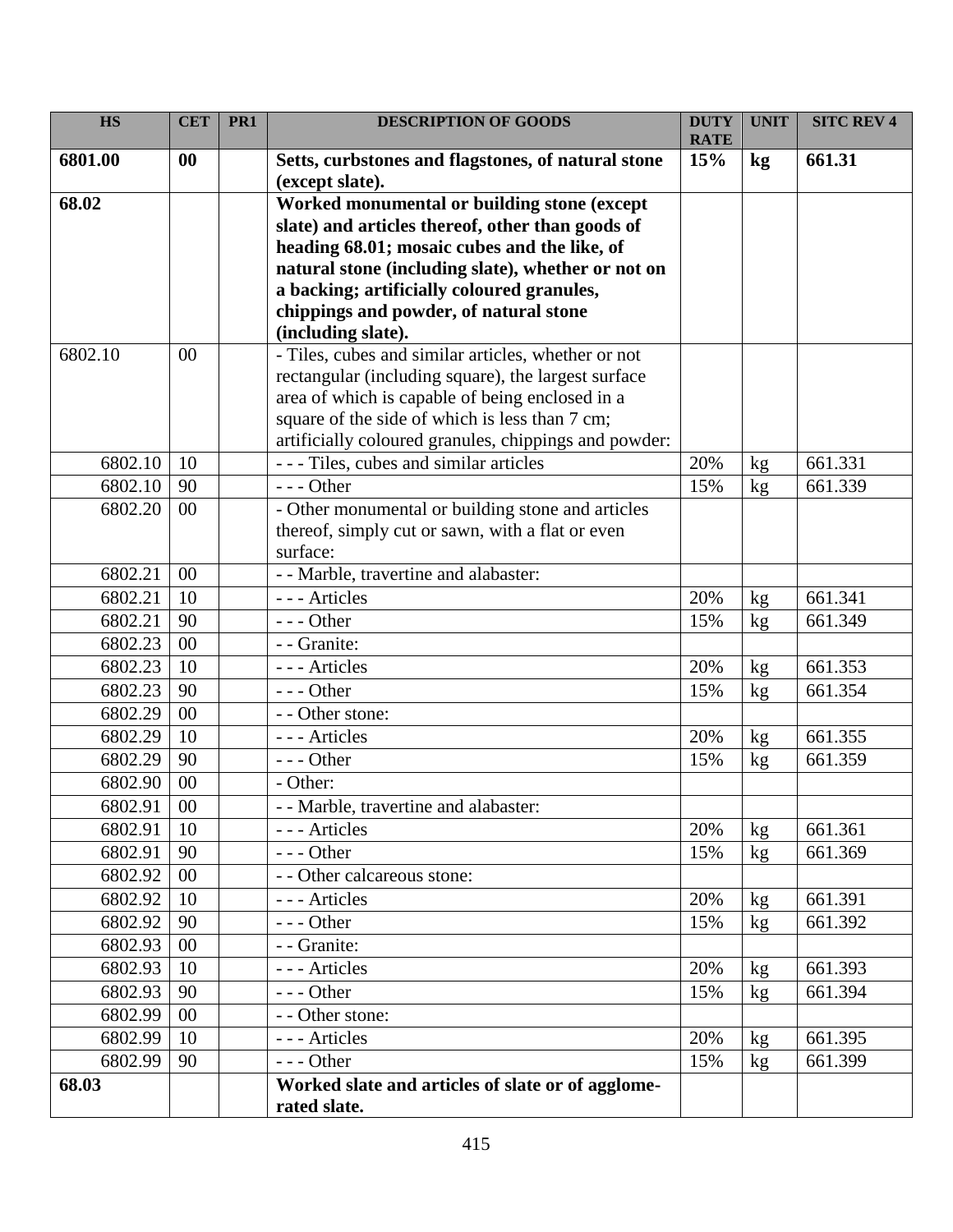| HS | CET | PR1 | DESCRIPTION OF GOODS | DUTY RATE | UNIT | SITC REV 4 |
|---|---|---|---|---|---|---|
| **6801.00** | **00** | | **Setts, curbstones and flagstones, of natural stone (except slate).** | **15%** | **kg** | **661.31** |
| **68.02** | | | **Worked monumental or building stone (except slate) and articles thereof, other than goods of heading 68.01; mosaic cubes and the like, of natural stone (including slate), whether or not on a backing; artificially coloured granules, chippings and powder, of natural stone (including slate).** | | | |
| 6802.10 | 00 | | - Tiles, cubes and similar articles, whether or not rectangular (including square), the largest surface area of which is capable of being enclosed in a square of the side of which is less than 7 cm; artificially coloured granules, chippings and powder: | | | |
| 6802.10 | 10 | | - - - Tiles, cubes and similar articles | 20% | kg | 661.331 |
| 6802.10 | 90 | | - - - Other | 15% | kg | 661.339 |
| 6802.20 | 00 | | - Other monumental or building stone and articles thereof, simply cut or sawn, with a flat or even surface: | | | |
| 6802.21 | 00 | | - - Marble, travertine and alabaster: | | | |
| 6802.21 | 10 | | - - - Articles | 20% | kg | 661.341 |
| 6802.21 | 90 | | - - - Other | 15% | kg | 661.349 |
| 6802.23 | 00 | | - - Granite: | | | |
| 6802.23 | 10 | | - - - Articles | 20% | kg | 661.353 |
| 6802.23 | 90 | | - - - Other | 15% | kg | 661.354 |
| 6802.29 | 00 | | - - Other stone: | | | |
| 6802.29 | 10 | | - - - Articles | 20% | kg | 661.355 |
| 6802.29 | 90 | | - - - Other | 15% | kg | 661.359 |
| 6802.90 | 00 | | - Other: | | | |
| 6802.91 | 00 | | - - Marble, travertine and alabaster: | | | |
| 6802.91 | 10 | | - - - Articles | 20% | kg | 661.361 |
| 6802.91 | 90 | | - - - Other | 15% | kg | 661.369 |
| 6802.92 | 00 | | - - Other calcareous stone: | | | |
| 6802.92 | 10 | | - - - Articles | 20% | kg | 661.391 |
| 6802.92 | 90 | | - - - Other | 15% | kg | 661.392 |
| 6802.93 | 00 | | - - Granite: | | | |
| 6802.93 | 10 | | - - - Articles | 20% | kg | 661.393 |
| 6802.93 | 90 | | - - - Other | 15% | kg | 661.394 |
| 6802.99 | 00 | | - - Other stone: | | | |
| 6802.99 | 10 | | - - - Articles | 20% | kg | 661.395 |
| 6802.99 | 90 | | - - - Other | 15% | kg | 661.399 |
| **68.03** | | | **Worked slate and articles of slate or of agglomerated slate.** | | | |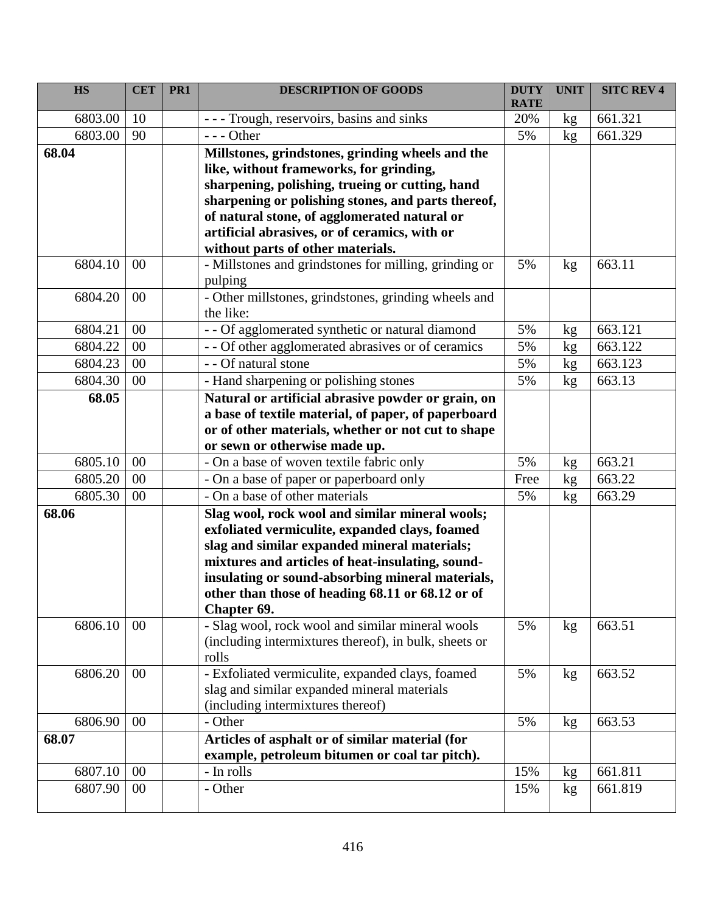| HS | CET | PR1 | DESCRIPTION OF GOODS | DUTY RATE | UNIT | SITC REV 4 |
|---|---|---|---|---|---|---|
| 6803.00 | 10 | | - - - Trough, reservoirs, basins and sinks | 20% | kg | 661.321 |
| 6803.00 | 90 | | - - - Other | 5% | kg | 661.329 |
| **68.04** | | | **Millstones, grindstones, grinding wheels and the like, without frameworks, for grinding, sharpening, polishing, trueing or cutting, hand sharpening or polishing stones, and parts thereof, of natural stone, of agglomerated natural or artificial abrasives, or of ceramics, with or without parts of other materials.** | | | |
| 6804.10 | 00 | | - Millstones and grindstones for milling, grinding or pulping | 5% | kg | 663.11 |
| 6804.20 | 00 | | - Other millstones, grindstones, grinding wheels and the like: | | | |
| 6804.21 | 00 | | - - Of agglomerated synthetic or natural diamond | 5% | kg | 663.121 |
| 6804.22 | 00 | | - - Of other agglomerated abrasives or of ceramics | 5% | kg | 663.122 |
| 6804.23 | 00 | | - - Of natural stone | 5% | kg | 663.123 |
| 6804.30 | 00 | | - Hand sharpening or polishing stones | 5% | kg | 663.13 |
| **68.05** | | | **Natural or artificial abrasive powder or grain, on a base of textile material, of paper, of paperboard or of other materials, whether or not cut to shape or sewn or otherwise made up.** | | | |
| 6805.10 | 00 | | - On a base of woven textile fabric only | 5% | kg | 663.21 |
| 6805.20 | 00 | | - On a base of paper or paperboard only | Free | kg | 663.22 |
| 6805.30 | 00 | | - On a base of other materials | 5% | kg | 663.29 |
| **68.06** | | | **Slag wool, rock wool and similar mineral wools; exfoliated vermiculite, expanded clays, foamed slag and similar expanded mineral materials; mixtures and articles of heat-insulating, sound-insulating or sound-absorbing mineral materials, other than those of heading 68.11 or 68.12 or of Chapter 69.** | | | |
| 6806.10 | 00 | | - Slag wool, rock wool and similar mineral wools (including intermixtures thereof), in bulk, sheets or rolls | 5% | kg | 663.51 |
| 6806.20 | 00 | | - Exfoliated vermiculite, expanded clays, foamed slag and similar expanded mineral materials (including intermixtures thereof) | 5% | kg | 663.52 |
| 6806.90 | 00 | | - Other | 5% | kg | 663.53 |
| **68.07** | | | **Articles of asphalt or of similar material (for example, petroleum bitumen or coal tar pitch).** | | | |
| 6807.10 | 00 | | - In rolls | 15% | kg | 661.811 |
| 6807.90 | 00 | | - Other | 15% | kg | 661.819 |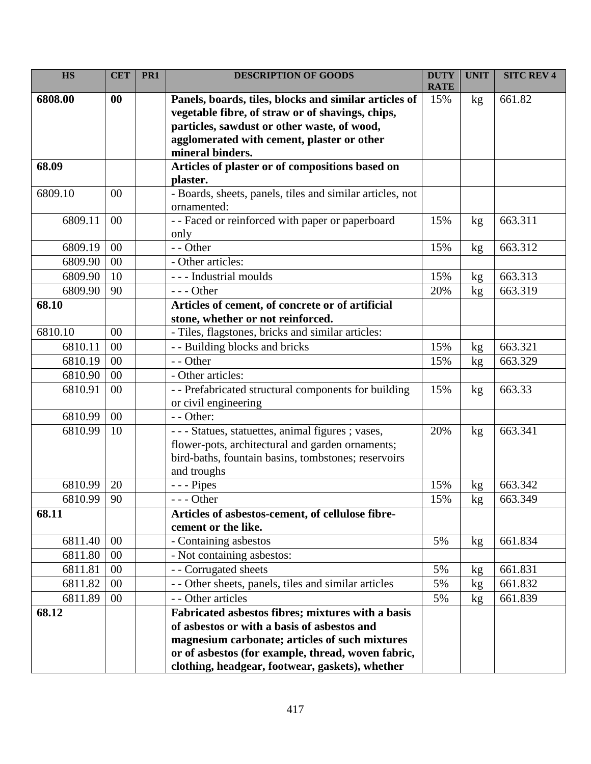| HS | CET | PR1 | DESCRIPTION OF GOODS | DUTY RATE | UNIT | SITC REV 4 |
|---|---|---|---|---|---|---|
| **6808.00** | **00** | | **Panels, boards, tiles, blocks and similar articles of vegetable fibre, of straw or of shavings, chips, particles, sawdust or other waste, of wood, agglomerated with cement, plaster or other mineral binders.** | 15% | kg | 661.82 |
| **68.09** | | | **Articles of plaster or of compositions based on plaster.** | | | |
| 6809.10 | 00 | | - Boards, sheets, panels, tiles and similar articles, not ornamented: | | | |
| 6809.11 | 00 | | - - Faced or reinforced with paper or paperboard only | 15% | kg | 663.311 |
| 6809.19 | 00 | | - - Other | 15% | kg | 663.312 |
| 6809.90 | 00 | | - Other articles: | | | |
| 6809.90 | 10 | | - - - Industrial moulds | 15% | kg | 663.313 |
| 6809.90 | 90 | | - - - Other | 20% | kg | 663.319 |
| **68.10** | | | **Articles of cement, of concrete or of artificial stone, whether or not reinforced.** | | | |
| 6810.10 | 00 | | - Tiles, flagstones, bricks and similar articles: | | | |
| 6810.11 | 00 | | - - Building blocks and bricks | 15% | kg | 663.321 |
| 6810.19 | 00 | | - - Other | 15% | kg | 663.329 |
| 6810.90 | 00 | | - Other articles: | | | |
| 6810.91 | 00 | | - - Prefabricated structural components for building or civil engineering | 15% | kg | 663.33 |
| 6810.99 | 00 | | - - Other: | | | |
| 6810.99 | 10 | | - - - Statues, statuettes, animal figures ; vases, flower-pots, architectural and garden ornaments; bird-baths, fountain basins, tombstones; reservoirs and troughs | 20% | kg | 663.341 |
| 6810.99 | 20 | | - - - Pipes | 15% | kg | 663.342 |
| 6810.99 | 90 | | - - - Other | 15% | kg | 663.349 |
| **68.11** | | | **Articles of asbestos-cement, of cellulose fibre-cement or the like.** | | | |
| 6811.40 | 00 | | - Containing asbestos | 5% | kg | 661.834 |
| 6811.80 | 00 | | - Not containing asbestos: | | | |
| 6811.81 | 00 | | - - Corrugated sheets | 5% | kg | 661.831 |
| 6811.82 | 00 | | - - Other sheets, panels, tiles and similar articles | 5% | kg | 661.832 |
| 6811.89 | 00 | | - - Other articles | 5% | kg | 661.839 |
| **68.12** | | | **Fabricated asbestos fibres; mixtures with a basis of asbestos or with a basis of asbestos and magnesium carbonate; articles of such mixtures or of asbestos (for example, thread, woven fabric, clothing, headgear, footwear, gaskets), whether** | | | |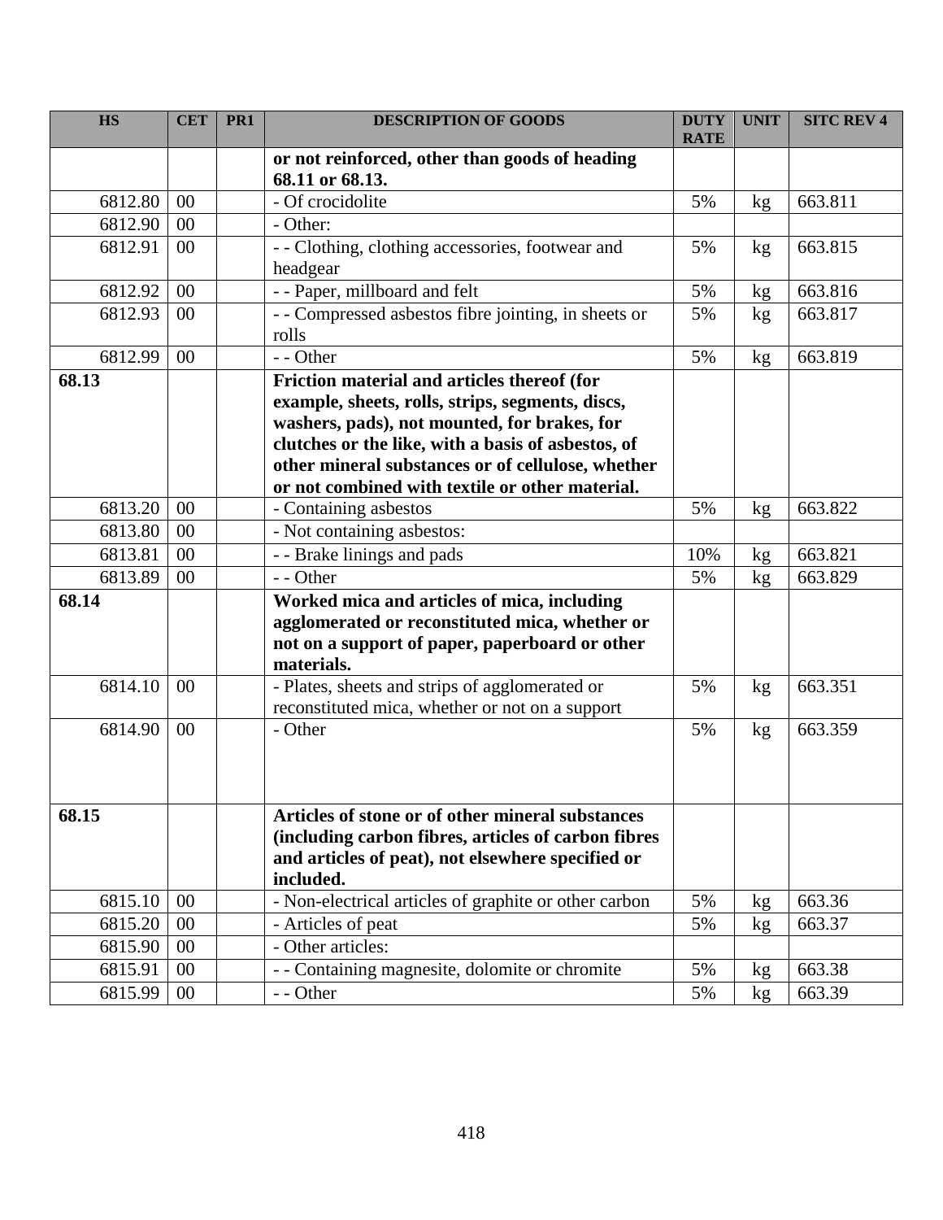| HS | CET | PR1 | DESCRIPTION OF GOODS | DUTY RATE | UNIT | SITC REV 4 |
|---|---|---|---|---|---|---|
| | | | **or not reinforced, other than goods of heading 68.11 or 68.13.** | | | |
| 6812.80 | 00 | | - Of crocidolite | 5% | kg | 663.811 |
| 6812.90 | 00 | | - Other: | | | |
| 6812.91 | 00 | | - - Clothing, clothing accessories, footwear and headgear | 5% | kg | 663.815 |
| 6812.92 | 00 | | - - Paper, millboard and felt | 5% | kg | 663.816 |
| 6812.93 | 00 | | - - Compressed asbestos fibre jointing, in sheets or rolls | 5% | kg | 663.817 |
| 6812.99 | 00 | | - - Other | 5% | kg | 663.819 |
| **68.13** | | | **Friction material and articles thereof (for example, sheets, rolls, strips, segments, discs, washers, pads), not mounted, for brakes, for clutches or the like, with a basis of asbestos, of other mineral substances or of cellulose, whether or not combined with textile or other material.** | | | |
| 6813.20 | 00 | | - Containing asbestos | 5% | kg | 663.822 |
| 6813.80 | 00 | | - Not containing asbestos: | | | |
| 6813.81 | 00 | | - - Brake linings and pads | 10% | kg | 663.821 |
| 6813.89 | 00 | | - - Other | 5% | kg | 663.829 |
| **68.14** | | | **Worked mica and articles of mica, including agglomerated or reconstituted mica, whether or not on a support of paper, paperboard or other materials.** | | | |
| 6814.10 | 00 | | - Plates, sheets and strips of agglomerated or reconstituted mica, whether or not on a support | 5% | kg | 663.351 |
| 6814.90 | 00 | | - Other | 5% | kg | 663.359 |
| **68.15** | | | **Articles of stone or of other mineral substances (including carbon fibres, articles of carbon fibres and articles of peat), not elsewhere specified or included.** | | | |
| 6815.10 | 00 | | - Non-electrical articles of graphite or other carbon | 5% | kg | 663.36 |
| 6815.20 | 00 | | - Articles of peat | 5% | kg | 663.37 |
| 6815.90 | 00 | | - Other articles: | | | |
| 6815.91 | 00 | | - - Containing magnesite, dolomite or chromite | 5% | kg | 663.38 |
| 6815.99 | 00 | | - - Other | 5% | kg | 663.39 |